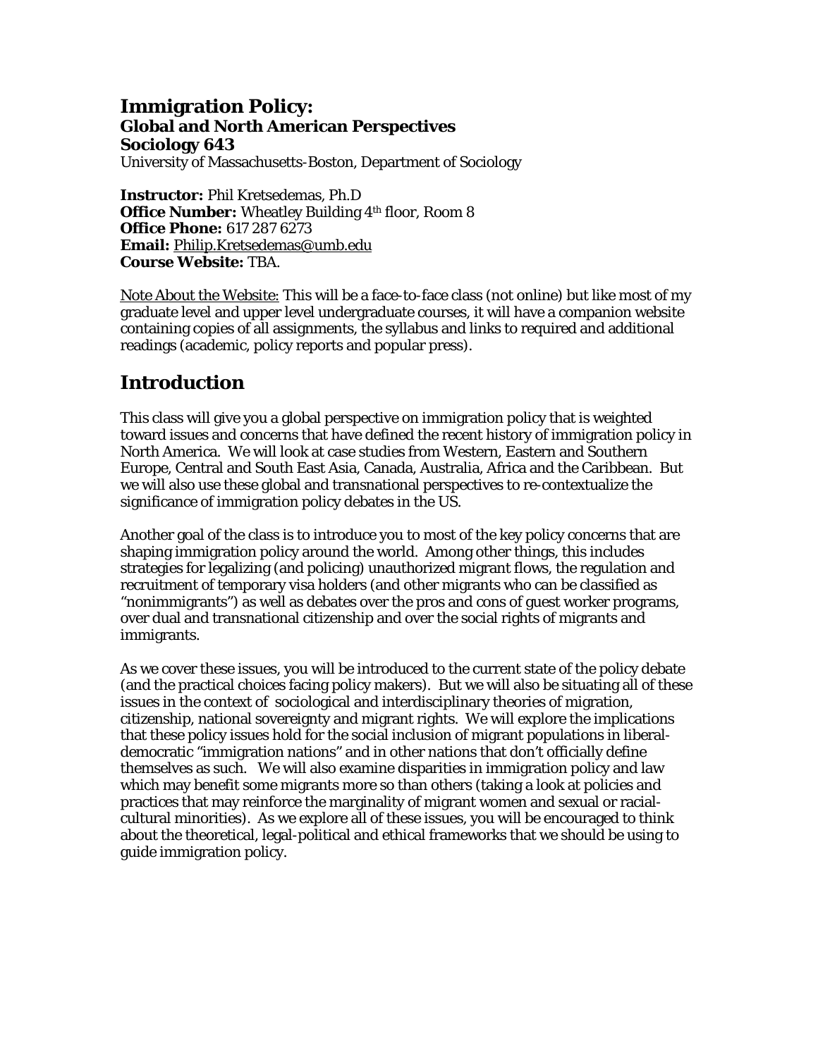# Immigration Policy:
### Global and North American Perspectives
### Sociology 643

University of Massachusetts-Boston, Department of Sociology

**Instructor:** Phil Kretsedemas, Ph.D
**Office Number:** Wheatley Building 4th floor, Room 8
**Office Phone:** 617 287 6273
**Email:** Philip.Kretsedemas@umb.edu
**Course Website:** TBA.

Note About the Website: This will be a face-to-face class (not online) but like most of my graduate level and upper level undergraduate courses, it will have a companion website containing copies of all assignments, the syllabus and links to required and additional readings (academic, policy reports and popular press).

## Introduction

This class will give you a global perspective on immigration policy that is weighted toward issues and concerns that have defined the recent history of immigration policy in North America. We will look at case studies from Western, Eastern and Southern Europe, Central and South East Asia, Canada, Australia, Africa and the Caribbean. But we will also use these global and transnational perspectives to re-contextualize the significance of immigration policy debates in the US.

Another goal of the class is to introduce you to most of the key policy concerns that are shaping immigration policy around the world. Among other things, this includes strategies for legalizing (and policing) unauthorized migrant flows, the regulation and recruitment of temporary visa holders (and other migrants who can be classified as "nonimmigrants") as well as debates over the pros and cons of guest worker programs, over dual and transnational citizenship and over the social rights of migrants and immigrants.

As we cover these issues, you will be introduced to the current state of the policy debate (and the practical choices facing policy makers). But we will also be situating all of these issues in the context of sociological and interdisciplinary theories of migration, citizenship, national sovereignty and migrant rights. We will explore the implications that these policy issues hold for the social inclusion of migrant populations in liberal-democratic "immigration nations" and in other nations that don't officially define themselves as such. We will also examine disparities in immigration policy and law which may benefit some migrants more so than others (taking a look at policies and practices that may reinforce the marginality of migrant women and sexual or racial-cultural minorities). As we explore all of these issues, you will be encouraged to think about the theoretical, legal-political and ethical frameworks that we should be using to guide immigration policy.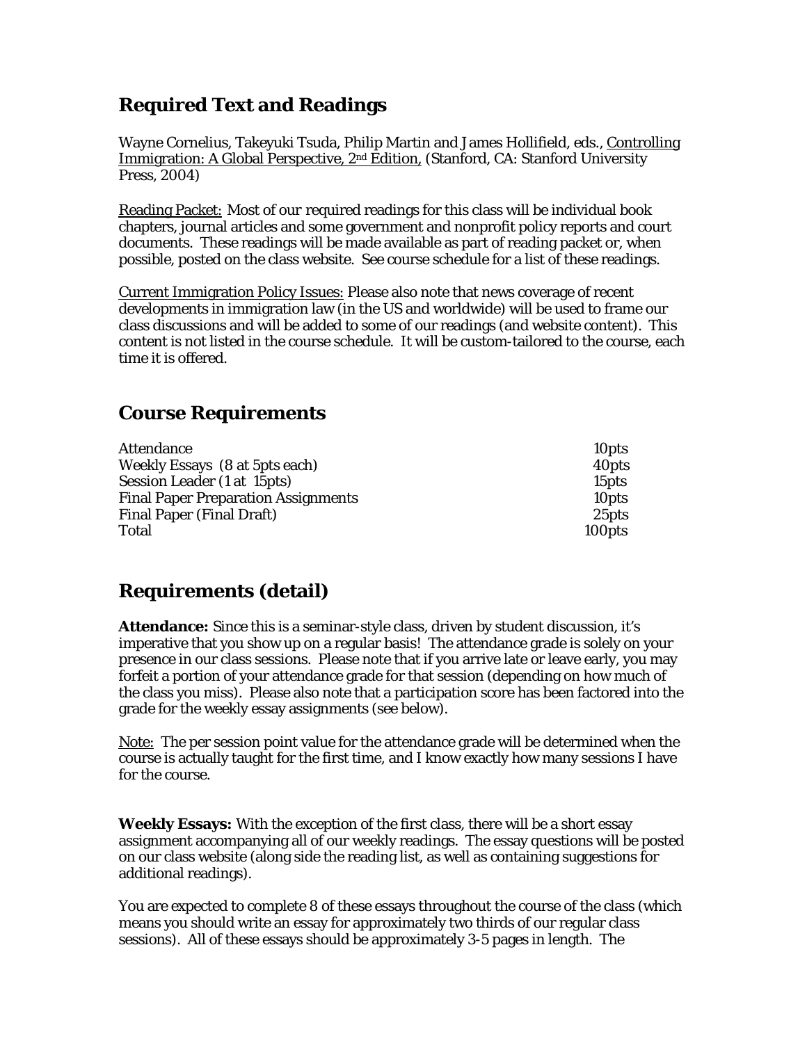## Required Text and Readings

Wayne Cornelius, Takeyuki Tsuda, Philip Martin and James Hollifield, eds., Controlling Immigration: A Global Perspective, 2nd Edition, (Stanford, CA: Stanford University Press, 2004)

Reading Packet: Most of our required readings for this class will be individual book chapters, journal articles and some government and nonprofit policy reports and court documents. These readings will be made available as part of reading packet or, when possible, posted on the class website. See course schedule for a list of these readings.

Current Immigration Policy Issues: Please also note that news coverage of recent developments in immigration law (in the US and worldwide) will be used to frame our class discussions and will be added to some of our readings (and website content). This content is not listed in the course schedule. It will be custom-tailored to the course, each time it is offered.

## Course Requirements

| | |
|---|---|
| Attendance | 10pts |
| Weekly Essays (8 at 5pts each) | 40pts |
| Session Leader (1 at 15pts) | 15pts |
| Final Paper Preparation Assignments | 10pts |
| Final Paper (Final Draft) | 25pts |
| Total | 100pts |

## Requirements (detail)

**Attendance:** Since this is a seminar-style class, driven by student discussion, it's imperative that you show up on a regular basis! The attendance grade is solely on your presence in our class sessions. Please note that if you arrive late or leave early, you may forfeit a portion of your attendance grade for that session (depending on how much of the class you miss). Please also note that a participation score has been factored into the grade for the weekly essay assignments (see below).

Note: The per session point value for the attendance grade will be determined when the course is actually taught for the first time, and I know exactly how many sessions I have for the course.

**Weekly Essays:** With the exception of the first class, there will be a short essay assignment accompanying all of our weekly readings. The essay questions will be posted on our class website (along side the reading list, as well as containing suggestions for additional readings).

You are expected to complete 8 of these essays throughout the course of the class (which means you should write an essay for approximately two thirds of our regular class sessions). All of these essays should be approximately 3-5 pages in length. The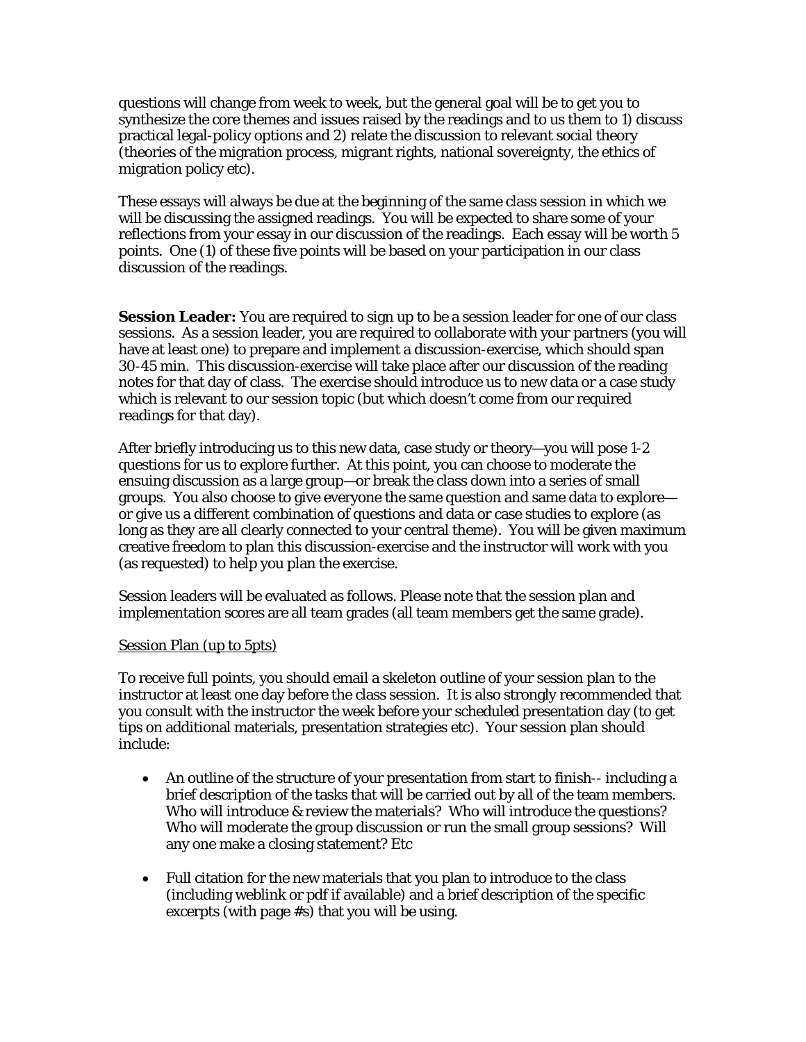questions will change from week to week, but the general goal will be to get you to synthesize the core themes and issues raised by the readings and to us them to 1) discuss practical legal-policy options and 2) relate the discussion to relevant social theory (theories of the migration process, migrant rights, national sovereignty, the ethics of migration policy etc).

These essays will always be due at the beginning of the same class session in which we will be discussing the assigned readings. You will be expected to share some of your reflections from your essay in our discussion of the readings. Each essay will be worth 5 points. One (1) of these five points will be based on your participation in our class discussion of the readings.

**Session Leader:** You are required to sign up to be a session leader for one of our class sessions. As a session leader, you are required to collaborate with your partners (you will have at least one) to prepare and implement a discussion-exercise, which should span 30-45 min. This discussion-exercise will take place after our discussion of the reading notes for that day of class. The exercise should introduce us to new data or a case study which is relevant to our session topic (but which doesn't come from our required readings for that day).

After briefly introducing us to this new data, case study or theory—you will pose 1-2 questions for us to explore further. At this point, you can choose to moderate the ensuing discussion as a large group—or break the class down into a series of small groups. You also choose to give everyone the same question and same data to explore—or give us a different combination of questions and data or case studies to explore (as long as they are all clearly connected to your central theme). You will be given maximum creative freedom to plan this discussion-exercise and the instructor will work with you (as requested) to help you plan the exercise.

Session leaders will be evaluated as follows. Please note that the session plan and implementation scores are all team grades (all team members get the same grade).

<u>Session Plan (up to 5pts)</u>

To receive full points, you should email a skeleton outline of your session plan to the instructor at least one day before the class session. It is also strongly recommended that you consult with the instructor the week before your scheduled presentation day (to get tips on additional materials, presentation strategies etc). Your session plan should include:

- An outline of the structure of your presentation from start to finish-- including a brief description of the tasks that will be carried out by all of the team members. Who will introduce & review the materials? Who will introduce the questions? Who will moderate the group discussion or run the small group sessions? Will any one make a closing statement? Etc

- Full citation for the new materials that you plan to introduce to the class (including weblink or pdf if available) and a brief description of the specific excerpts (with page #s) that you will be using.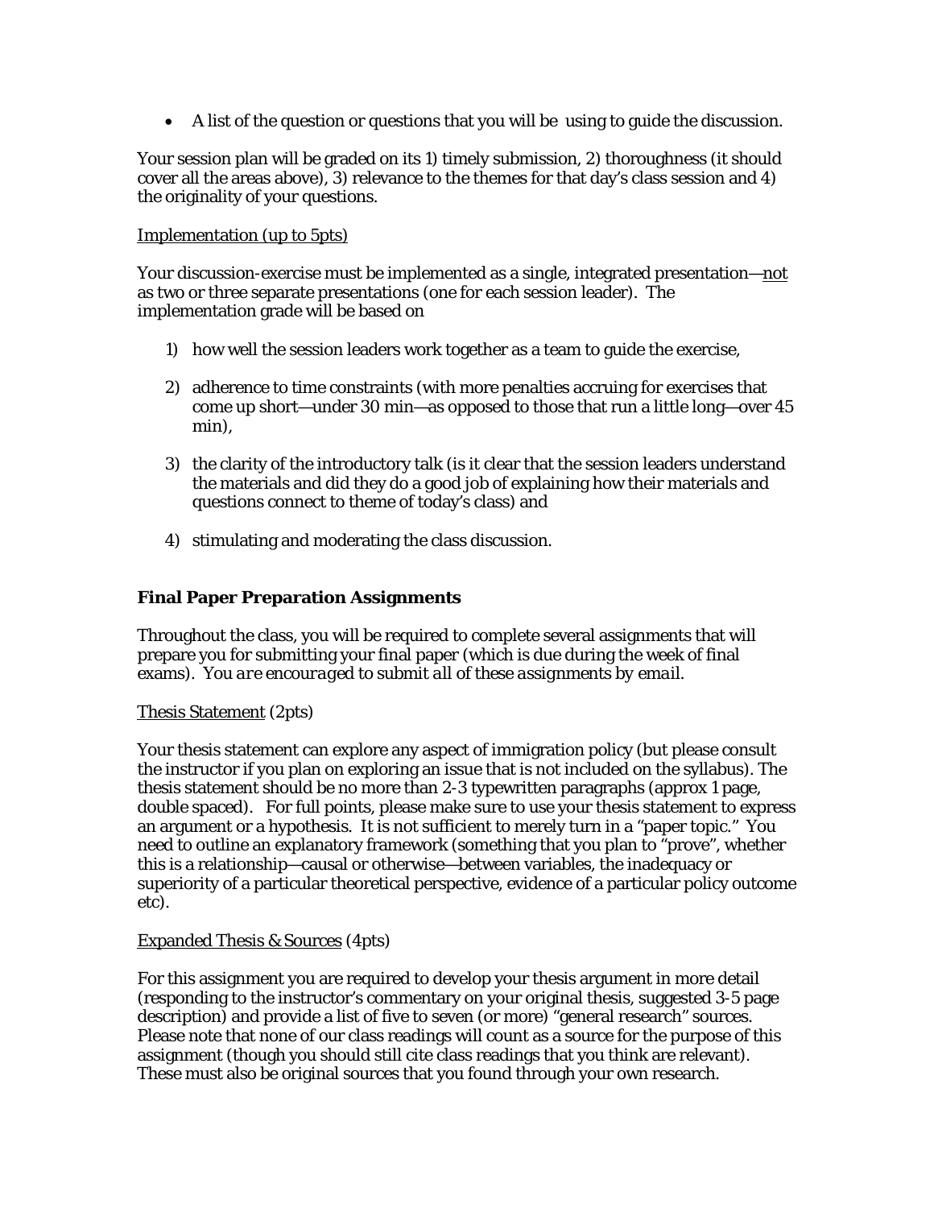- A list of the question or questions that you will be using to guide the discussion.

Your session plan will be graded on its 1) timely submission, 2) thoroughness (it should cover all the areas above), 3) relevance to the themes for that day's class session and 4) the originality of your questions.

<u>Implementation (up to 5pts)</u>

Your discussion-exercise must be implemented as a single, integrated presentation—<u>not</u> as two or three separate presentations (one for each session leader). The implementation grade will be based on

1) how well the session leaders work together as a team to guide the exercise,

2) adherence to time constraints (with more penalties accruing for exercises that come up short—under 30 min—as opposed to those that run a little long—over 45 min),

3) the clarity of the introductory talk (is it clear that the session leaders understand the materials and did they do a good job of explaining how their materials and questions connect to theme of today's class) and

4) stimulating and moderating the class discussion.

### Final Paper Preparation Assignments

Throughout the class, you will be required to complete several assignments that will prepare you for submitting your final paper (which is due during the week of final exams). *You are encouraged to submit all of these assignments by email.*

<u>Thesis Statement</u> (2pts)

Your thesis statement can explore any aspect of immigration policy (but please consult the instructor if you plan on exploring an issue that is not included on the syllabus). The thesis statement should be no more than 2-3 typewritten paragraphs (approx 1 page, double spaced). For full points, please make sure to use your thesis statement to express an argument or a hypothesis. It is not sufficient to merely turn in a "paper topic." You need to outline an explanatory framework (something that you plan to "prove", whether this is a relationship—causal or otherwise—between variables, the inadequacy or superiority of a particular theoretical perspective, evidence of a particular policy outcome etc).

<u>Expanded Thesis & Sources</u> (4pts)

For this assignment you are required to develop your thesis argument in more detail (responding to the instructor's commentary on your original thesis, suggested 3-5 page description) and provide a list of five to seven (or more) "general research" sources. Please note that none of our class readings will count as a source for the purpose of this assignment (though you should still cite class readings that you think are relevant). These must also be original sources that you found through your own research.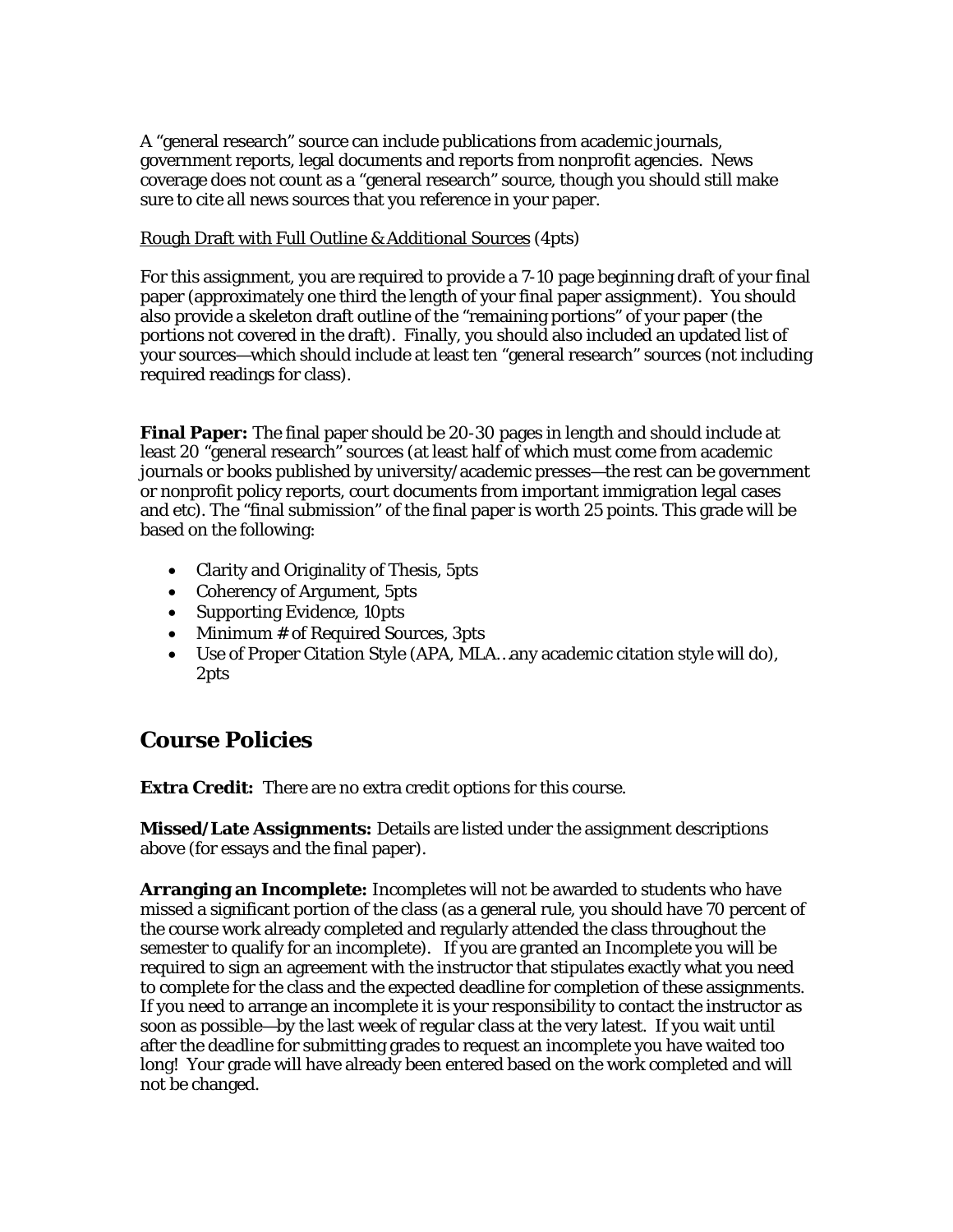A "general research" source can include publications from academic journals, government reports, legal documents and reports from nonprofit agencies. News coverage does not count as a "general research" source, though you should still make sure to cite all news sources that you reference in your paper.

<u>Rough Draft with Full Outline & Additional Sources</u> (4pts)

For this assignment, you are required to provide a 7-10 page beginning draft of your final paper (approximately one third the length of your final paper assignment). You should also provide a skeleton draft outline of the "remaining portions" of your paper (the portions not covered in the draft). Finally, you should also included an updated list of your sources—which should include at least ten "general research" sources (not including required readings for class).

**Final Paper:** The final paper should be 20-30 pages in length and should include at least 20 "general research" sources (at least half of which must come from academic journals or books published by university/academic presses—the rest can be government or nonprofit policy reports, court documents from important immigration legal cases and etc). The "final submission" of the final paper is worth 25 points. This grade will be based on the following:

- Clarity and Originality of Thesis, 5pts
- Coherency of Argument, 5pts
- Supporting Evidence, 10pts
- Minimum # of Required Sources, 3pts
- Use of Proper Citation Style (APA, MLA…any academic citation style will do), 2pts

## Course Policies

**Extra Credit:** There are no extra credit options for this course.

**Missed/Late Assignments:** Details are listed under the assignment descriptions above (for essays and the final paper).

**Arranging an Incomplete:** Incompletes will not be awarded to students who have missed a significant portion of the class (as a general rule, you should have 70 percent of the course work already completed and regularly attended the class throughout the semester to qualify for an incomplete). If you are granted an Incomplete you will be required to sign an agreement with the instructor that stipulates exactly what you need to complete for the class and the expected deadline for completion of these assignments. If you need to arrange an incomplete it is your responsibility to contact the instructor as soon as possible—by the last week of regular class at the very latest. If you wait until after the deadline for submitting grades to request an incomplete you have waited too long! Your grade will have already been entered based on the work completed and will not be changed.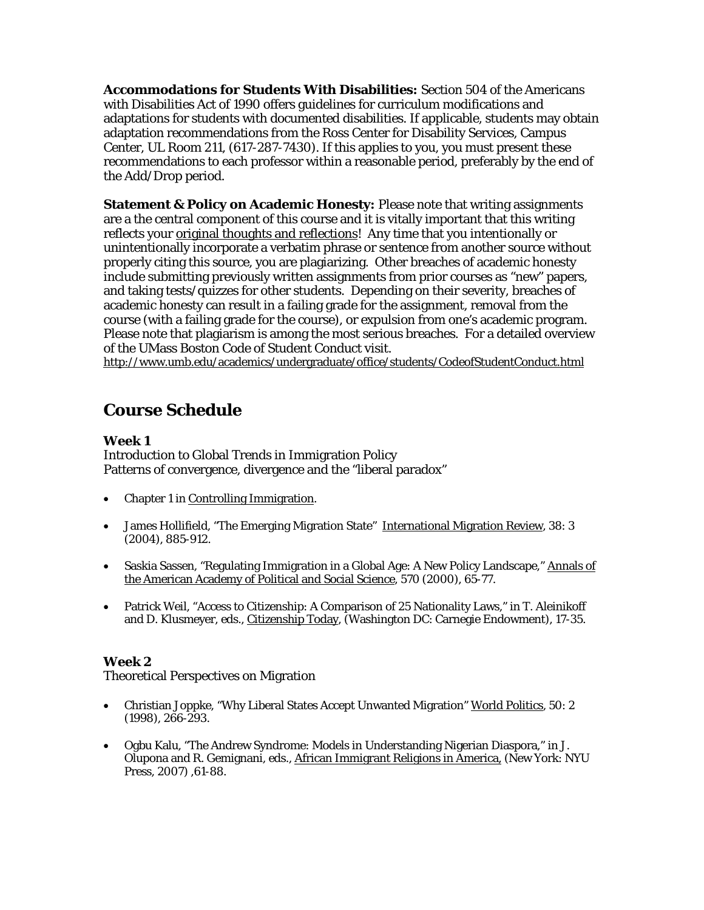**Accommodations for Students With Disabilities:** Section 504 of the Americans with Disabilities Act of 1990 offers guidelines for curriculum modifications and adaptations for students with documented disabilities. If applicable, students may obtain adaptation recommendations from the Ross Center for Disability Services, Campus Center, UL Room 211, (617-287-7430). If this applies to you, you must present these recommendations to each professor within a reasonable period, preferably by the end of the Add/Drop period.

**Statement & Policy on Academic Honesty:** Please note that writing assignments are a the central component of this course and it is vitally important that this writing reflects your original thoughts and reflections! Any time that you intentionally or unintentionally incorporate a verbatim phrase or sentence from another source without properly citing this source, you are plagiarizing. Other breaches of academic honesty include submitting previously written assignments from prior courses as "new" papers, and taking tests/quizzes for other students. Depending on their severity, breaches of academic honesty can result in a failing grade for the assignment, removal from the course (with a failing grade for the course), or expulsion from one's academic program. Please note that plagiarism is among the most serious breaches. For a detailed overview of the UMass Boston Code of Student Conduct visit.
http://www.umb.edu/academics/undergraduate/office/students/CodeofStudentConduct.html

## Course Schedule

### Week 1

Introduction to Global Trends in Immigration Policy
Patterns of convergence, divergence and the "liberal paradox"

- Chapter 1 in Controlling Immigration.
- James Hollifield, "The Emerging Migration State" International Migration Review, 38: 3 (2004), 885-912.
- Saskia Sassen, "Regulating Immigration in a Global Age: A New Policy Landscape," Annals of the American Academy of Political and Social Science, 570 (2000), 65-77.
- Patrick Weil, "Access to Citizenship: A Comparison of 25 Nationality Laws," in T. Aleinikoff and D. Klusmeyer, eds., Citizenship Today, (Washington DC: Carnegie Endowment), 17-35.

### Week 2

Theoretical Perspectives on Migration

- Christian Joppke, "Why Liberal States Accept Unwanted Migration" World Politics, 50: 2 (1998), 266-293.
- Ogbu Kalu, "The Andrew Syndrome: Models in Understanding Nigerian Diaspora," in J. Olupona and R. Gemignani, eds., African Immigrant Religions in America, (New York: NYU Press, 2007) ,61-88.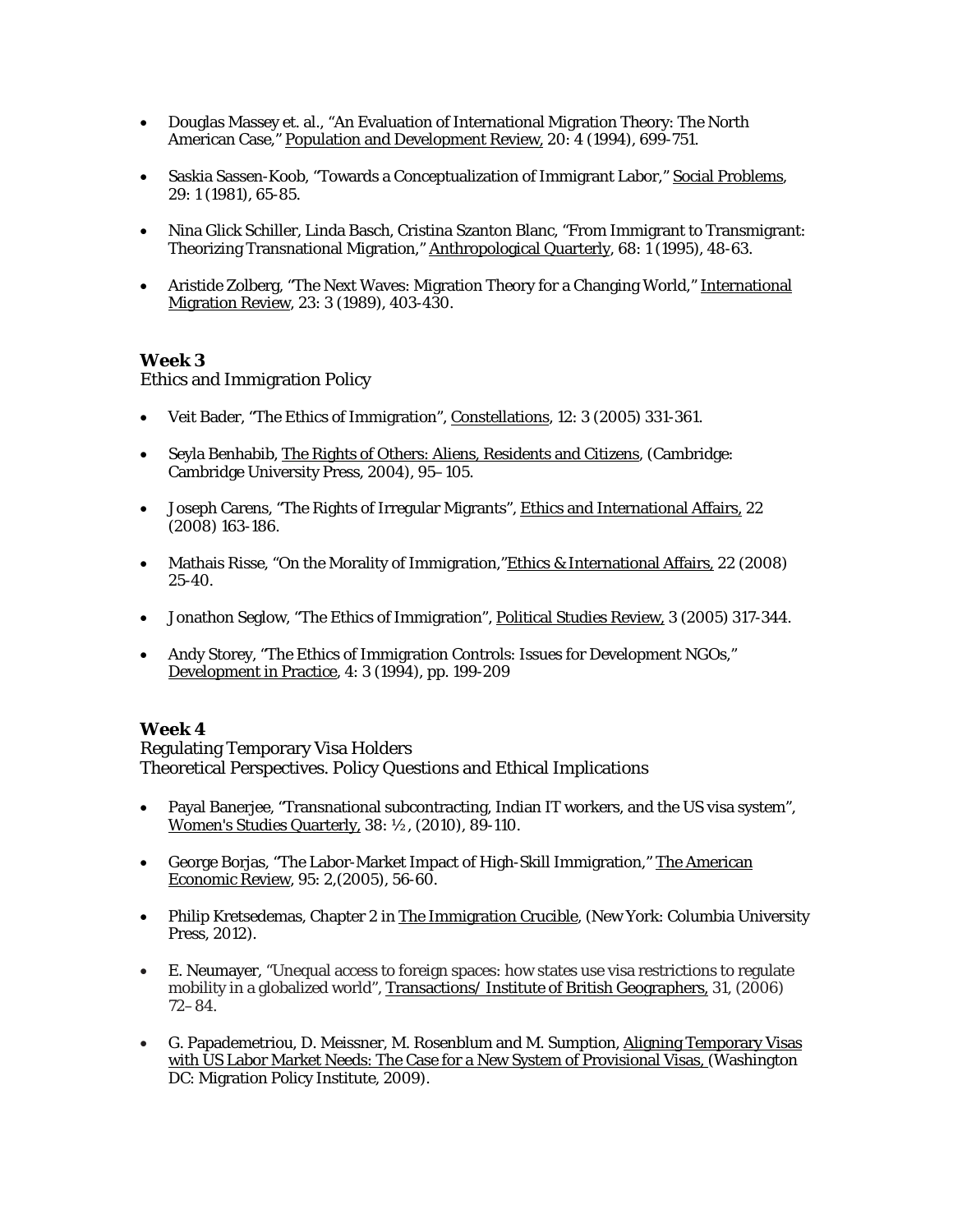- Douglas Massey et. al., "An Evaluation of International Migration Theory: The North American Case," Population and Development Review, 20: 4 (1994), 699-751.

- Saskia Sassen-Koob, "Towards a Conceptualization of Immigrant Labor," Social Problems, 29: 1 (1981), 65-85.

- Nina Glick Schiller, Linda Basch, Cristina Szanton Blanc, "From Immigrant to Transmigrant: Theorizing Transnational Migration," Anthropological Quarterly, 68: 1 (1995), 48-63.

- Aristide Zolberg, "The Next Waves: Migration Theory for a Changing World," International Migration Review, 23: 3 (1989), 403-430.

### Week 3

Ethics and Immigration Policy

- Veit Bader, "The Ethics of Immigration", Constellations, 12: 3 (2005) 331-361.

- Seyla Benhabib, The Rights of Others: Aliens, Residents and Citizens, (Cambridge: Cambridge University Press, 2004), 95–105.

- Joseph Carens, "The Rights of Irregular Migrants", Ethics and International Affairs, 22 (2008) 163-186.

- Mathais Risse, "On the Morality of Immigration,"Ethics & International Affairs, 22 (2008) 25-40.

- Jonathon Seglow, "The Ethics of Immigration", Political Studies Review, 3 (2005) 317-344.

- Andy Storey, "The Ethics of Immigration Controls: Issues for Development NGOs," Development in Practice, 4: 3 (1994), pp. 199-209

### Week 4

Regulating Temporary Visa Holders
Theoretical Perspectives. Policy Questions and Ethical Implications

- Payal Banerjee, "Transnational subcontracting, Indian IT workers, and the US visa system", Women's Studies Quarterly, 38: ½, (2010), 89-110.

- George Borjas, "The Labor-Market Impact of High-Skill Immigration," The American Economic Review, 95: 2,(2005), 56-60.

- Philip Kretsedemas, Chapter 2 in The Immigration Crucible, (New York: Columbia University Press, 2012).

- E. Neumayer, "Unequal access to foreign spaces: how states use visa restrictions to regulate mobility in a globalized world", Transactions/ Institute of British Geographers, 31, (2006) 72–84.

- G. Papademetriou, D. Meissner, M. Rosenblum and M. Sumption, Aligning Temporary Visas with US Labor Market Needs: The Case for a New System of Provisional Visas, (Washington DC: Migration Policy Institute, 2009).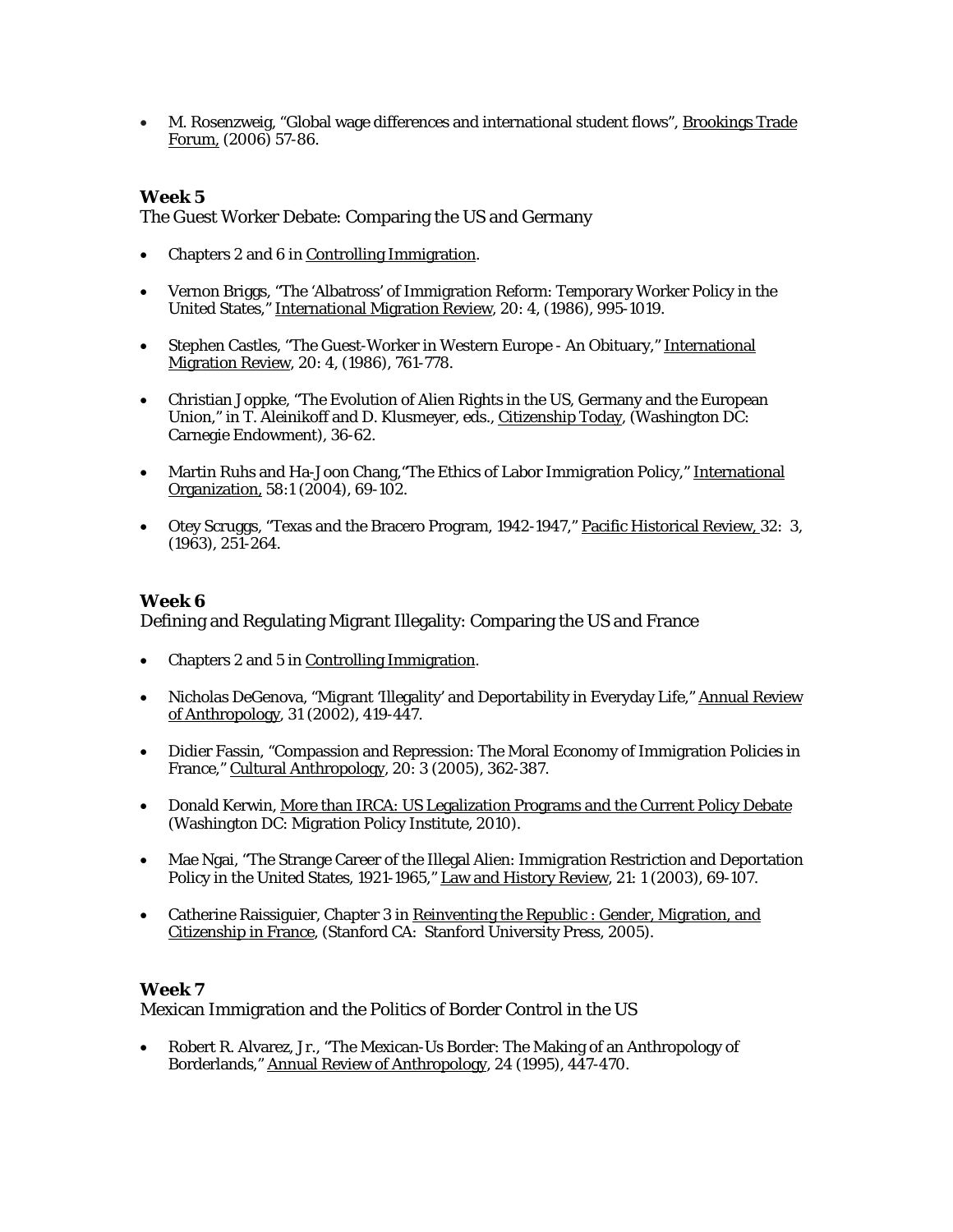- M. Rosenzweig, "Global wage differences and international student flows", Brookings Trade Forum, (2006) 57-86.

### Week 5

The Guest Worker Debate: Comparing the US and Germany

- Chapters 2 and 6 in Controlling Immigration.
- Vernon Briggs, "The 'Albatross' of Immigration Reform: Temporary Worker Policy in the United States," International Migration Review, 20: 4, (1986), 995-1019.
- Stephen Castles, "The Guest-Worker in Western Europe - An Obituary," International Migration Review, 20: 4, (1986), 761-778.
- Christian Joppke, "The Evolution of Alien Rights in the US, Germany and the European Union," in T. Aleinikoff and D. Klusmeyer, eds., Citizenship Today, (Washington DC: Carnegie Endowment), 36-62.
- Martin Ruhs and Ha-Joon Chang,"The Ethics of Labor Immigration Policy," International Organization, 58:1 (2004), 69-102.
- Otey Scruggs, "Texas and the Bracero Program, 1942-1947," Pacific Historical Review, 32: 3, (1963), 251-264.

### Week 6

Defining and Regulating Migrant Illegality: Comparing the US and France

- Chapters 2 and 5 in Controlling Immigration.
- Nicholas DeGenova, "Migrant 'Illegality' and Deportability in Everyday Life," Annual Review of Anthropology, 31 (2002), 419-447.
- Didier Fassin, "Compassion and Repression: The Moral Economy of Immigration Policies in France," Cultural Anthropology, 20: 3 (2005), 362-387.
- Donald Kerwin, More than IRCA: US Legalization Programs and the Current Policy Debate (Washington DC: Migration Policy Institute, 2010).
- Mae Ngai, "The Strange Career of the Illegal Alien: Immigration Restriction and Deportation Policy in the United States, 1921-1965," Law and History Review, 21: 1 (2003), 69-107.
- Catherine Raissiguier, Chapter 3 in Reinventing the Republic : Gender, Migration, and Citizenship in France, (Stanford CA: Stanford University Press, 2005).

### Week 7

Mexican Immigration and the Politics of Border Control in the US

- Robert R. Alvarez, Jr., "The Mexican-Us Border: The Making of an Anthropology of Borderlands," Annual Review of Anthropology, 24 (1995), 447-470.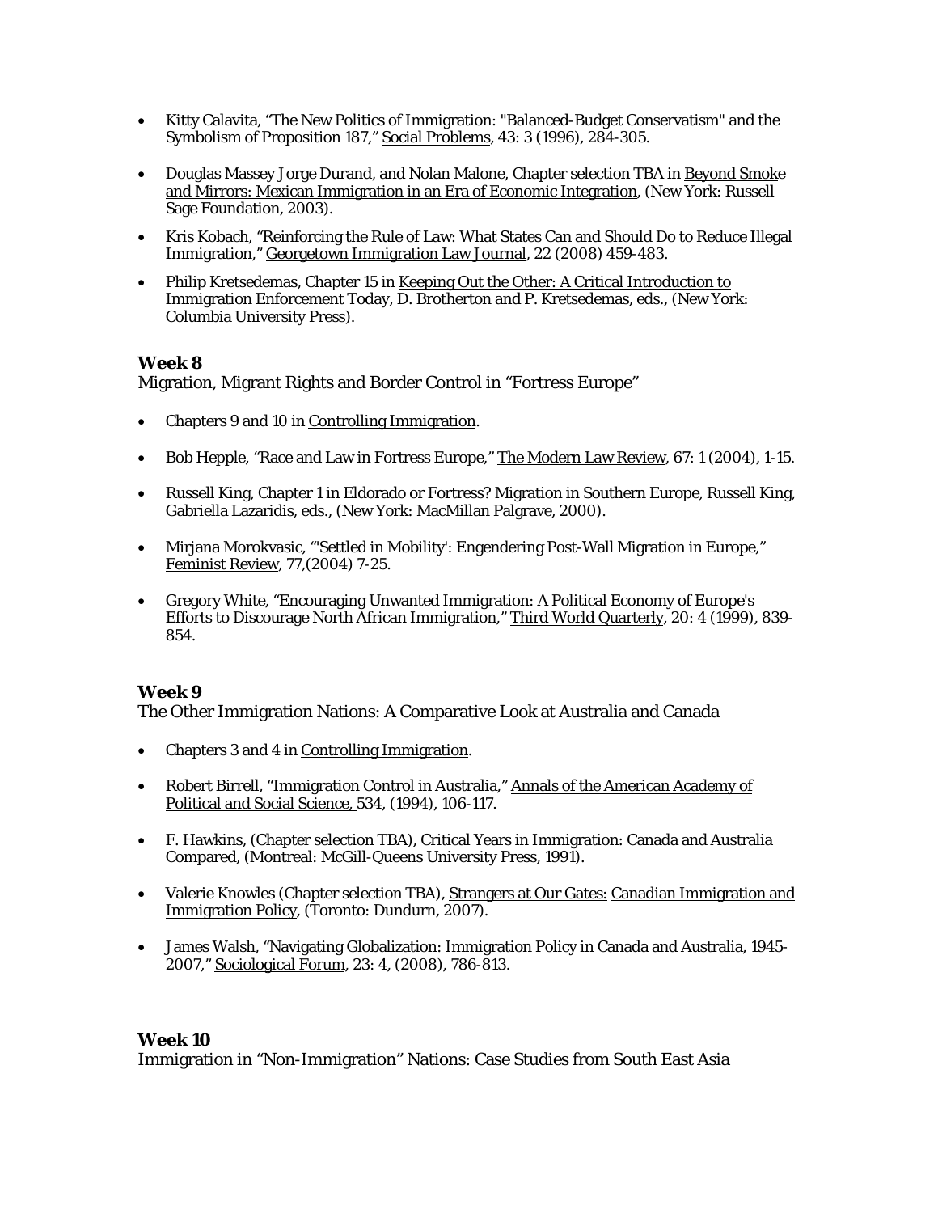- Kitty Calavita, "The New Politics of Immigration: "Balanced-Budget Conservatism" and the Symbolism of Proposition 187," Social Problems, 43: 3 (1996), 284-305.

- Douglas Massey Jorge Durand, and Nolan Malone, Chapter selection TBA in Beyond Smoke and Mirrors: Mexican Immigration in an Era of Economic Integration, (New York: Russell Sage Foundation, 2003).

- Kris Kobach, "Reinforcing the Rule of Law: What States Can and Should Do to Reduce Illegal Immigration," Georgetown Immigration Law Journal, 22 (2008) 459-483.

- Philip Kretsedemas, Chapter 15 in Keeping Out the Other: A Critical Introduction to Immigration Enforcement Today, D. Brotherton and P. Kretsedemas, eds., (New York: Columbia University Press).

### Week 8

Migration, Migrant Rights and Border Control in "Fortress Europe"

- Chapters 9 and 10 in Controlling Immigration.

- Bob Hepple, "Race and Law in Fortress Europe," The Modern Law Review, 67: 1 (2004), 1-15.

- Russell King, Chapter 1 in Eldorado or Fortress? Migration in Southern Europe, Russell King, Gabriella Lazaridis, eds., (New York: MacMillan Palgrave, 2000).

- Mirjana Morokvasic, "'Settled in Mobility': Engendering Post-Wall Migration in Europe," Feminist Review, 77,(2004) 7-25.

- Gregory White, "Encouraging Unwanted Immigration: A Political Economy of Europe's Efforts to Discourage North African Immigration," Third World Quarterly, 20: 4 (1999), 839-854.

### Week 9

The Other Immigration Nations: A Comparative Look at Australia and Canada

- Chapters 3 and 4 in Controlling Immigration.

- Robert Birrell, "Immigration Control in Australia," Annals of the American Academy of Political and Social Science, 534, (1994), 106-117.

- F. Hawkins, (Chapter selection TBA), Critical Years in Immigration: Canada and Australia Compared, (Montreal: McGill-Queens University Press, 1991).

- Valerie Knowles (Chapter selection TBA), Strangers at Our Gates: Canadian Immigration and Immigration Policy, (Toronto: Dundurn, 2007).

- James Walsh, "Navigating Globalization: Immigration Policy in Canada and Australia, 1945-2007," Sociological Forum, 23: 4, (2008), 786-813.

### Week 10

Immigration in "Non-Immigration" Nations: Case Studies from South East Asia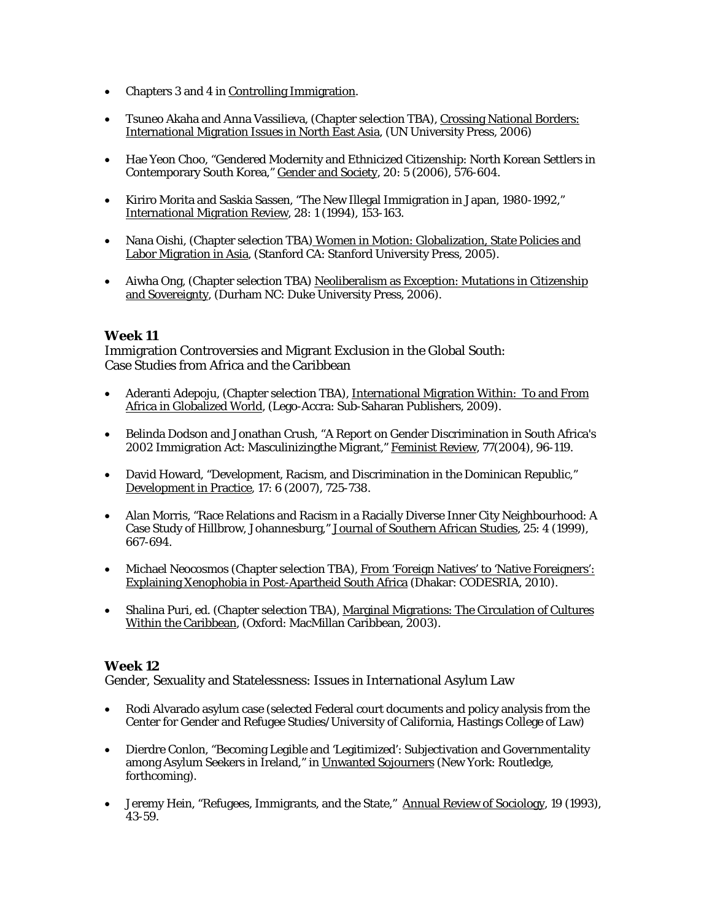- Chapters 3 and 4 in Controlling Immigration.

- Tsuneo Akaha and Anna Vassilieva, (Chapter selection TBA), Crossing National Borders: International Migration Issues in North East Asia, (UN University Press, 2006)

- Hae Yeon Choo, "Gendered Modernity and Ethnicized Citizenship: North Korean Settlers in Contemporary South Korea," Gender and Society, 20: 5 (2006), 576-604.

- Kiriro Morita and Saskia Sassen, "The New Illegal Immigration in Japan, 1980-1992," International Migration Review, 28: 1 (1994), 153-163.

- Nana Oishi, (Chapter selection TBA) Women in Motion: Globalization, State Policies and Labor Migration in Asia, (Stanford CA: Stanford University Press, 2005).

- Aiwha Ong, (Chapter selection TBA) Neoliberalism as Exception: Mutations in Citizenship and Sovereignty, (Durham NC: Duke University Press, 2006).

### Week 11

Immigration Controversies and Migrant Exclusion in the Global South:
Case Studies from Africa and the Caribbean

- Aderanti Adepoju, (Chapter selection TBA), International Migration Within: To and From Africa in Globalized World, (Lego-Accra: Sub-Saharan Publishers, 2009).

- Belinda Dodson and Jonathan Crush, "A Report on Gender Discrimination in South Africa's 2002 Immigration Act: Masculinizingthe Migrant," Feminist Review, 77(2004), 96-119.

- David Howard, "Development, Racism, and Discrimination in the Dominican Republic," Development in Practice, 17: 6 (2007), 725-738.

- Alan Morris, "Race Relations and Racism in a Racially Diverse Inner City Neighbourhood: A Case Study of Hillbrow, Johannesburg," Journal of Southern African Studies, 25: 4 (1999), 667-694.

- Michael Neocosmos (Chapter selection TBA), From 'Foreign Natives' to 'Native Foreigners': Explaining Xenophobia in Post-Apartheid South Africa (Dhakar: CODESRIA, 2010).

- Shalina Puri, ed. (Chapter selection TBA), Marginal Migrations: The Circulation of Cultures Within the Caribbean, (Oxford: MacMillan Caribbean, 2003).

### Week 12

Gender, Sexuality and Statelessness: Issues in International Asylum Law

- Rodi Alvarado asylum case (selected Federal court documents and policy analysis from the Center for Gender and Refugee Studies/University of California, Hastings College of Law)

- Dierdre Conlon, "Becoming Legible and 'Legitimized': Subjectivation and Governmentality among Asylum Seekers in Ireland," in Unwanted Sojourners (New York: Routledge, forthcoming).

- Jeremy Hein, "Refugees, Immigrants, and the State," Annual Review of Sociology, 19 (1993), 43-59.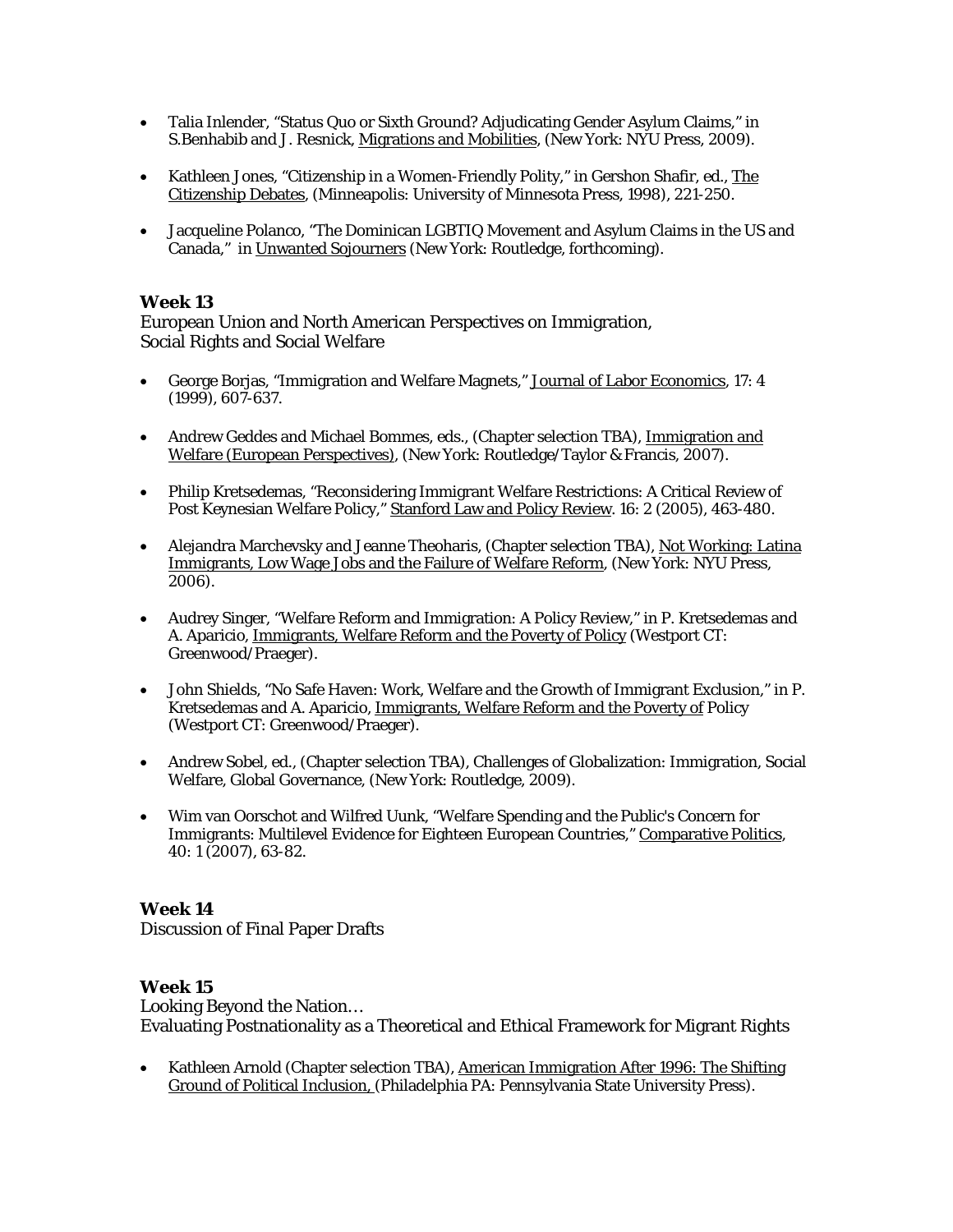- Talia Inlender, "Status Quo or Sixth Ground? Adjudicating Gender Asylum Claims," in S.Benhabib and J. Resnick, Migrations and Mobilities, (New York: NYU Press, 2009).

- Kathleen Jones, "Citizenship in a Women-Friendly Polity," in Gershon Shafir, ed., The Citizenship Debates, (Minneapolis: University of Minnesota Press, 1998), 221-250.

- Jacqueline Polanco, "The Dominican LGBTIQ Movement and Asylum Claims in the US and Canada," in Unwanted Sojourners (New York: Routledge, forthcoming).

**Week 13**
European Union and North American Perspectives on Immigration,
Social Rights and Social Welfare

- George Borjas, "Immigration and Welfare Magnets," Journal of Labor Economics, 17: 4 (1999), 607-637.

- Andrew Geddes and Michael Bommes, eds., (Chapter selection TBA), Immigration and Welfare (European Perspectives), (New York: Routledge/Taylor & Francis, 2007).

- Philip Kretsedemas, "Reconsidering Immigrant Welfare Restrictions: A Critical Review of Post Keynesian Welfare Policy," Stanford Law and Policy Review. 16: 2 (2005), 463-480.

- Alejandra Marchevsky and Jeanne Theoharis, (Chapter selection TBA), Not Working: Latina Immigrants, Low Wage Jobs and the Failure of Welfare Reform, (New York: NYU Press, 2006).

- Audrey Singer, "Welfare Reform and Immigration: A Policy Review," in P. Kretsedemas and A. Aparicio, Immigrants, Welfare Reform and the Poverty of Policy (Westport CT: Greenwood/Praeger).

- John Shields, "No Safe Haven: Work, Welfare and the Growth of Immigrant Exclusion," in P. Kretsedemas and A. Aparicio, Immigrants, Welfare Reform and the Poverty of Policy (Westport CT: Greenwood/Praeger).

- Andrew Sobel, ed., (Chapter selection TBA), Challenges of Globalization: Immigration, Social Welfare, Global Governance, (New York: Routledge, 2009).

- Wim van Oorschot and Wilfred Uunk, "Welfare Spending and the Public's Concern for Immigrants: Multilevel Evidence for Eighteen European Countries," Comparative Politics, 40: 1 (2007), 63-82.

**Week 14**
Discussion of Final Paper Drafts

**Week 15**
Looking Beyond the Nation…
Evaluating Postnationality as a Theoretical and Ethical Framework for Migrant Rights

- Kathleen Arnold (Chapter selection TBA), American Immigration After 1996: The Shifting Ground of Political Inclusion, (Philadelphia PA: Pennsylvania State University Press).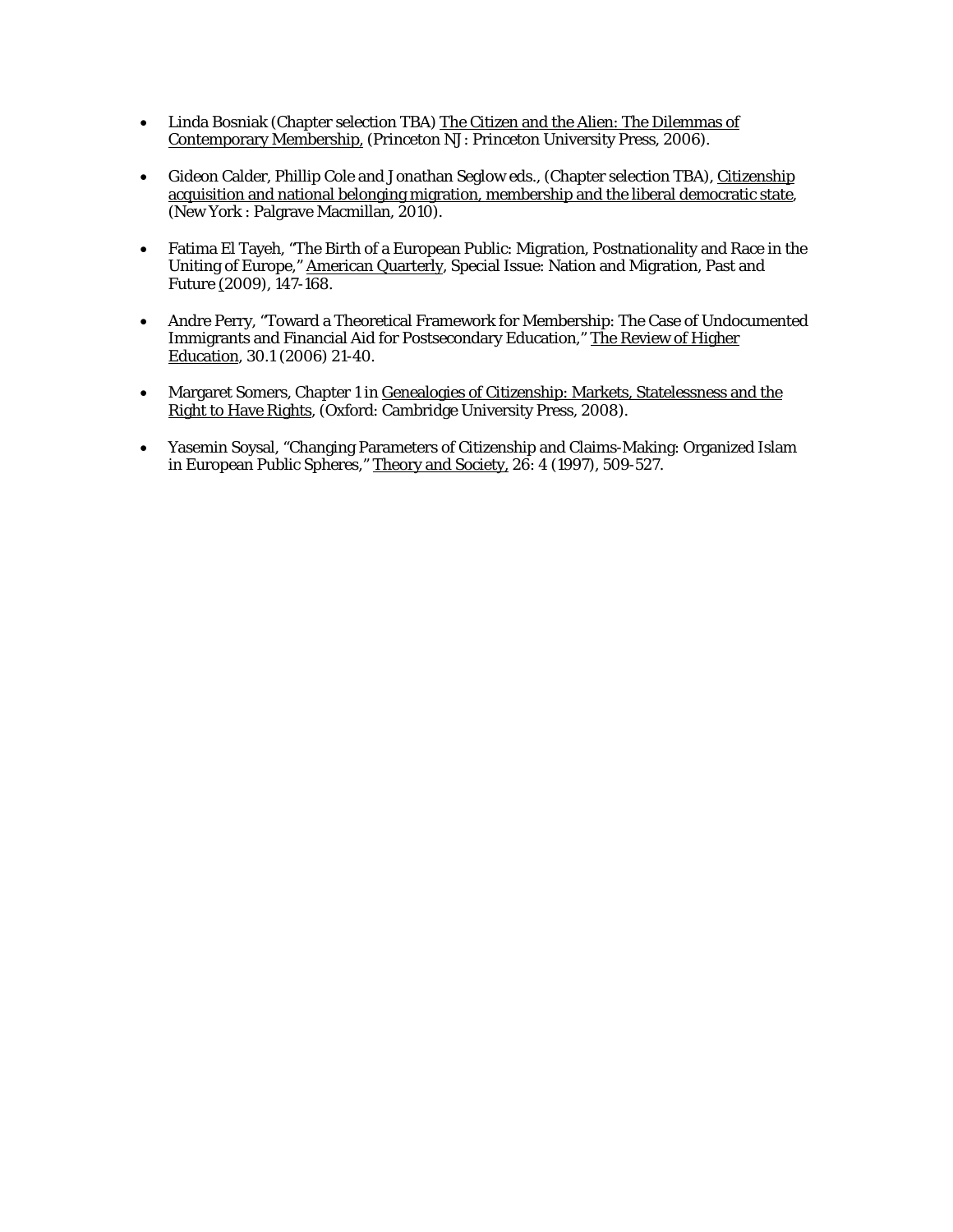- Linda Bosniak (Chapter selection TBA) The Citizen and the Alien: The Dilemmas of Contemporary Membership, (Princeton NJ: Princeton University Press, 2006).

- Gideon Calder, Phillip Cole and Jonathan Seglow eds., (Chapter selection TBA), Citizenship acquisition and national belonging migration, membership and the liberal democratic state, (New York : Palgrave Macmillan, 2010).

- Fatima El Tayeh, "The Birth of a European Public: Migration, Postnationality and Race in the Uniting of Europe," American Quarterly, Special Issue: Nation and Migration, Past and Future (2009), 147-168.

- Andre Perry, "Toward a Theoretical Framework for Membership: The Case of Undocumented Immigrants and Financial Aid for Postsecondary Education," The Review of Higher Education, 30.1 (2006) 21-40.

- Margaret Somers, Chapter 1 in Genealogies of Citizenship: Markets, Statelessness and the Right to Have Rights, (Oxford: Cambridge University Press, 2008).

- Yasemin Soysal, "Changing Parameters of Citizenship and Claims-Making: Organized Islam in European Public Spheres," Theory and Society, 26: 4 (1997), 509-527.